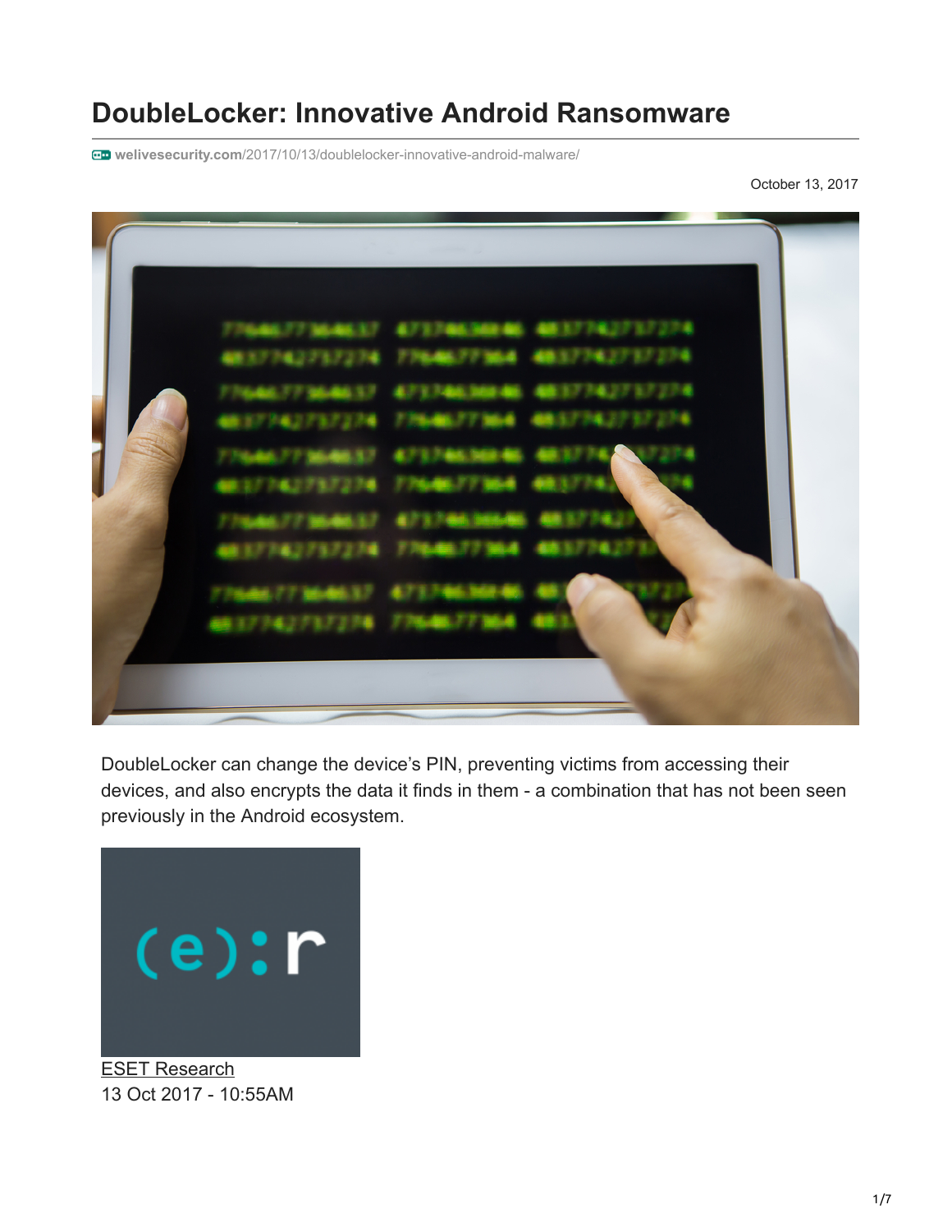# DoubleLocker: Innovative Android Ransomware

welivesecurity.com/2017/10/13/doublelocker-innovative-android-malware/

October 13, 2017

DoubleLocker can change the device's PIN, preventing victims from accessing their devices, and also encrypts the data it finds in them - a combination that has not been seen previously in the Android ecosystem.

ESET Research
13 Oct 2017 - 10:55AM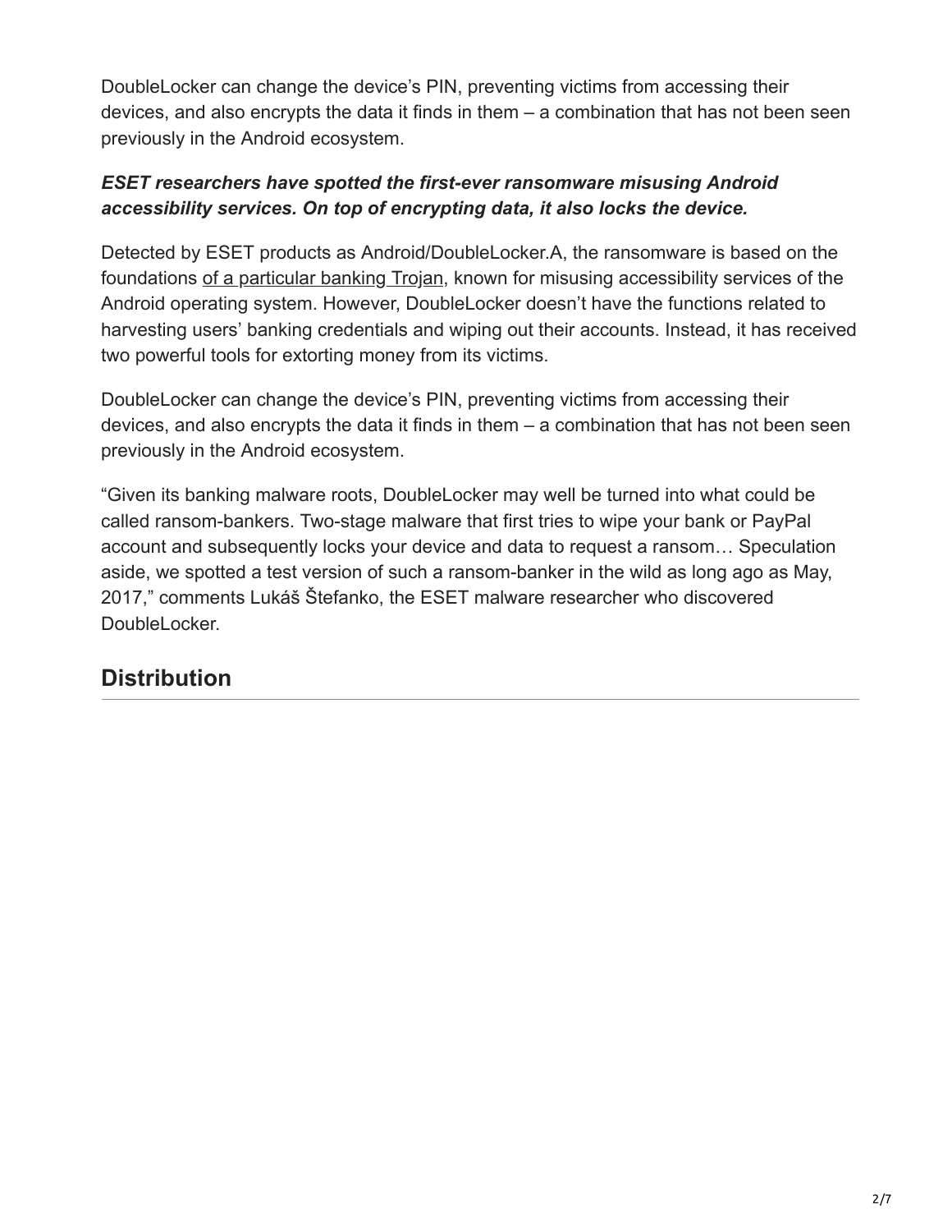DoubleLocker can change the device's PIN, preventing victims from accessing their devices, and also encrypts the data it finds in them – a combination that has not been seen previously in the Android ecosystem.

***ESET researchers have spotted the first-ever ransomware misusing Android accessibility services. On top of encrypting data, it also locks the device.***

Detected by ESET products as Android/DoubleLocker.A, the ransomware is based on the foundations of a particular banking Trojan, known for misusing accessibility services of the Android operating system. However, DoubleLocker doesn't have the functions related to harvesting users' banking credentials and wiping out their accounts. Instead, it has received two powerful tools for extorting money from its victims.

DoubleLocker can change the device's PIN, preventing victims from accessing their devices, and also encrypts the data it finds in them – a combination that has not been seen previously in the Android ecosystem.

"Given its banking malware roots, DoubleLocker may well be turned into what could be called ransom-bankers. Two-stage malware that first tries to wipe your bank or PayPal account and subsequently locks your device and data to request a ransom… Speculation aside, we spotted a test version of such a ransom-banker in the wild as long ago as May, 2017," comments Lukáš Štefanko, the ESET malware researcher who discovered DoubleLocker.

## Distribution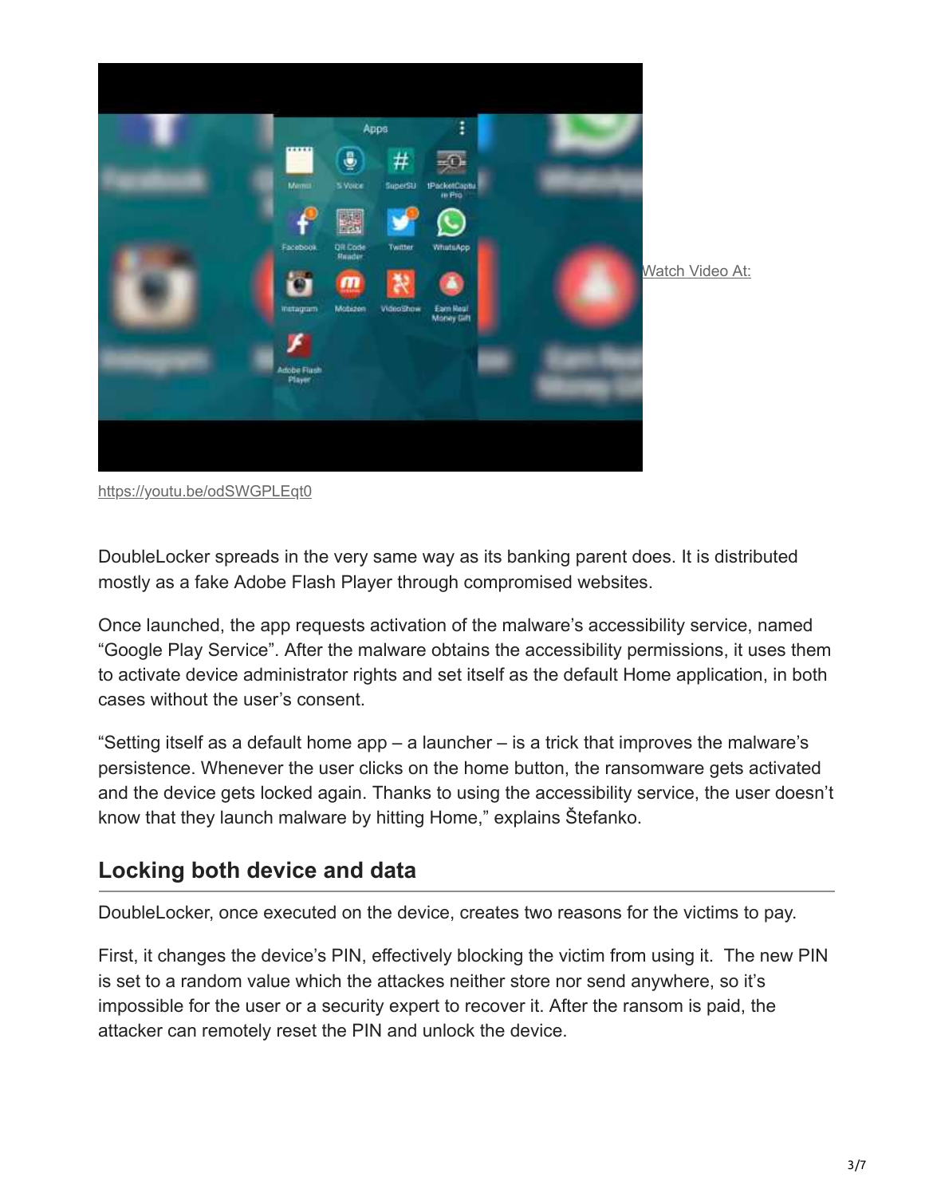Watch Video At:

https://youtu.be/odSWGPLEqt0

DoubleLocker spreads in the very same way as its banking parent does. It is distributed mostly as a fake Adobe Flash Player through compromised websites.

Once launched, the app requests activation of the malware's accessibility service, named "Google Play Service". After the malware obtains the accessibility permissions, it uses them to activate device administrator rights and set itself as the default Home application, in both cases without the user's consent.

"Setting itself as a default home app – a launcher – is a trick that improves the malware's persistence. Whenever the user clicks on the home button, the ransomware gets activated and the device gets locked again. Thanks to using the accessibility service, the user doesn't know that they launch malware by hitting Home," explains Štefanko.

## Locking both device and data

DoubleLocker, once executed on the device, creates two reasons for the victims to pay.

First, it changes the device's PIN, effectively blocking the victim from using it. The new PIN is set to a random value which the attackes neither store nor send anywhere, so it's impossible for the user or a security expert to recover it. After the ransom is paid, the attacker can remotely reset the PIN and unlock the device.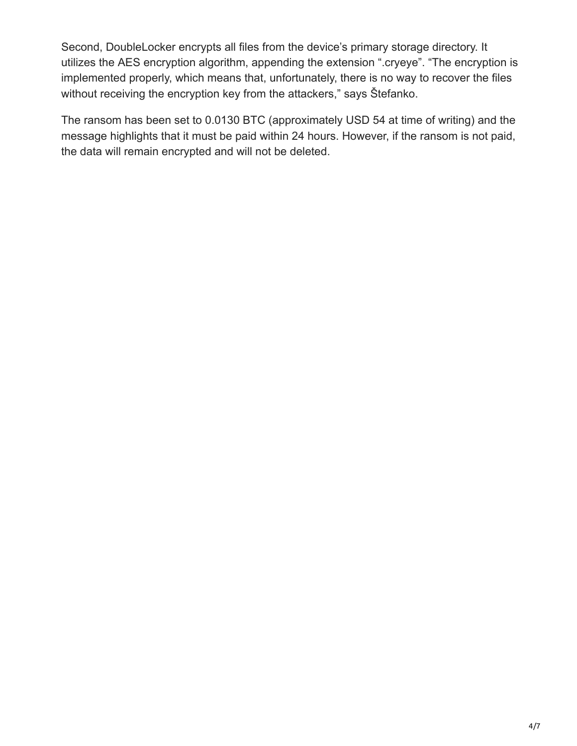Second, DoubleLocker encrypts all files from the device's primary storage directory. It utilizes the AES encryption algorithm, appending the extension ".cryeye". "The encryption is implemented properly, which means that, unfortunately, there is no way to recover the files without receiving the encryption key from the attackers," says Štefanko.

The ransom has been set to 0.0130 BTC (approximately USD 54 at time of writing) and the message highlights that it must be paid within 24 hours. However, if the ransom is not paid, the data will remain encrypted and will not be deleted.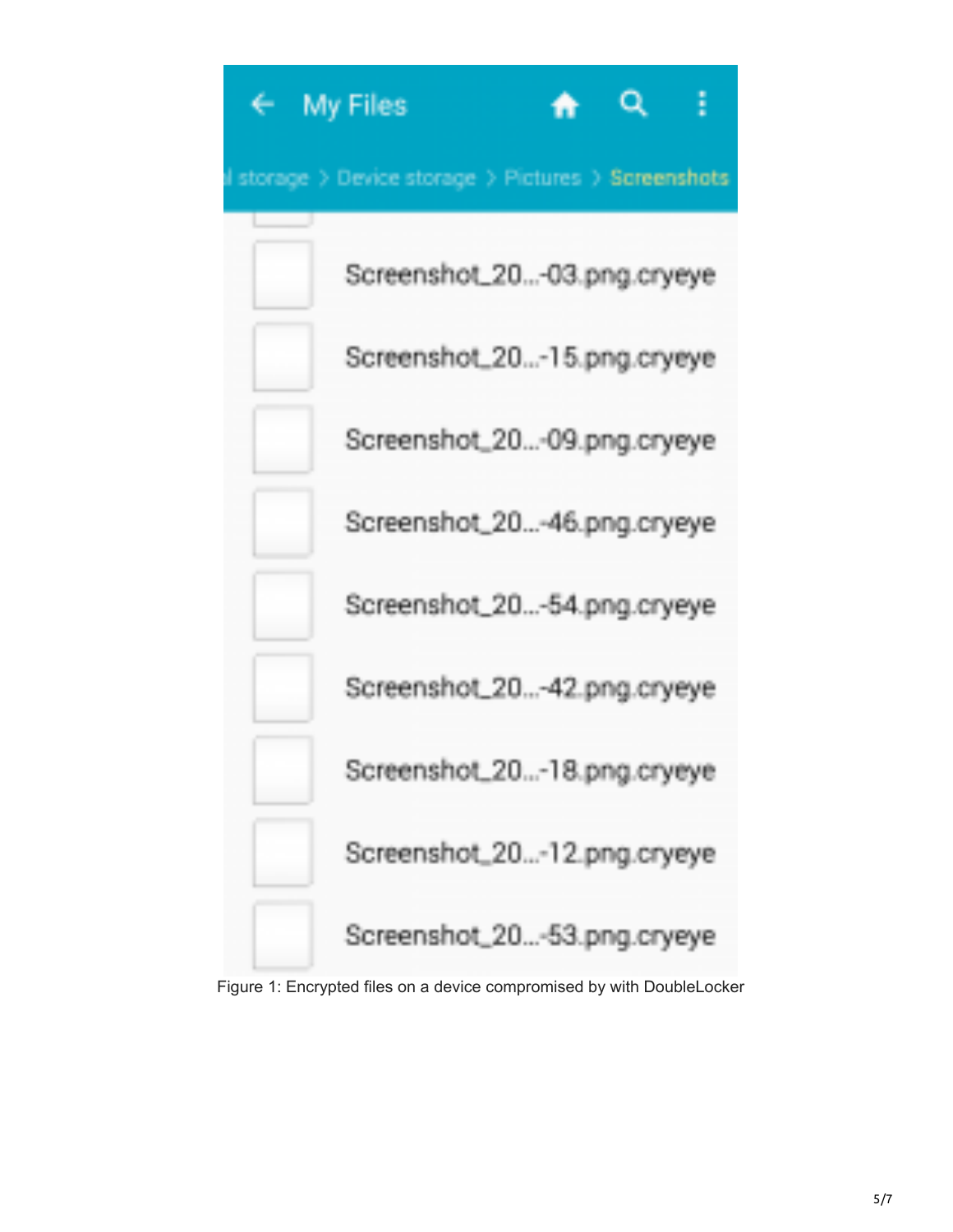Figure 1: Encrypted files on a device compromised by with DoubleLocker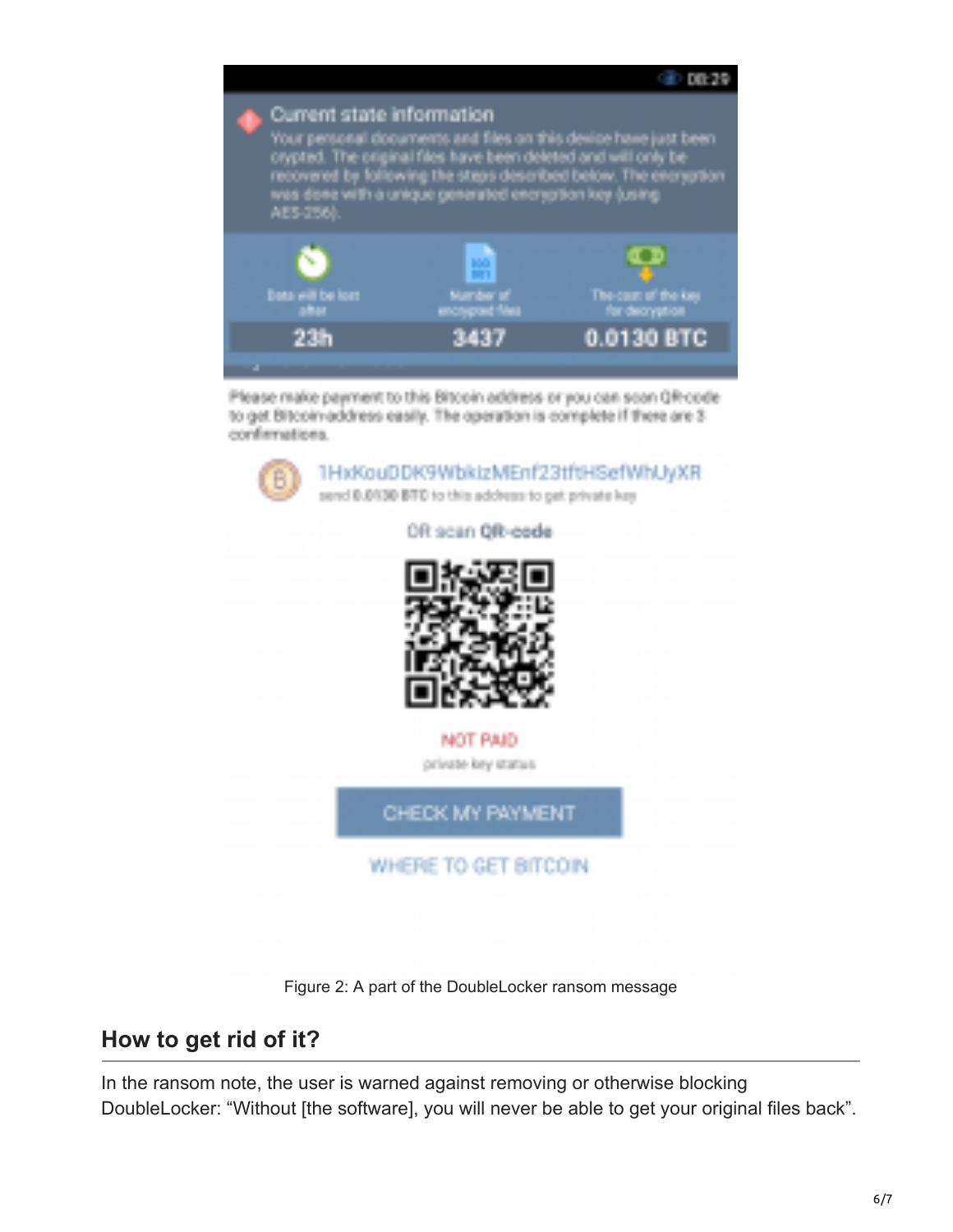Figure 2: A part of the DoubleLocker ransom message

## How to get rid of it?

In the ransom note, the user is warned against removing or otherwise blocking DoubleLocker: "Without [the software], you will never be able to get your original files back".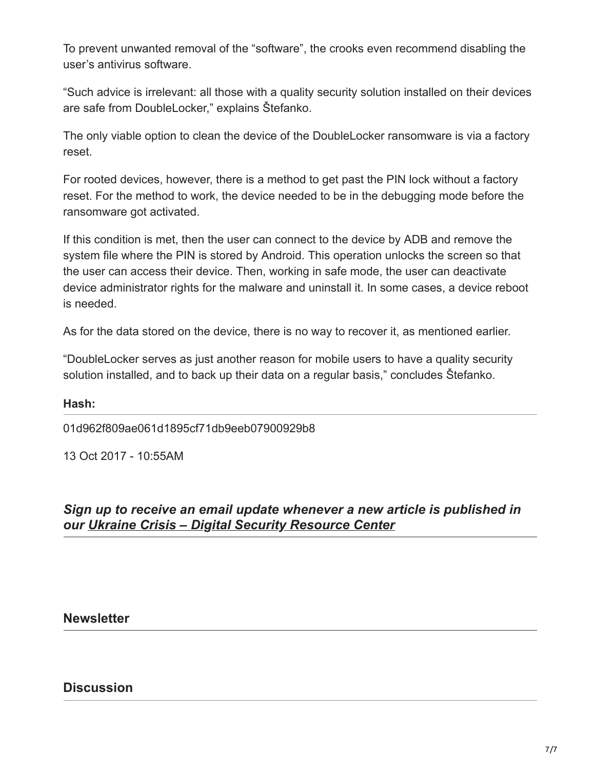To prevent unwanted removal of the “software”, the crooks even recommend disabling the user’s antivirus software.

“Such advice is irrelevant: all those with a quality security solution installed on their devices are safe from DoubleLocker,” explains Štefanko.

The only viable option to clean the device of the DoubleLocker ransomware is via a factory reset.

For rooted devices, however, there is a method to get past the PIN lock without a factory reset. For the method to work, the device needed to be in the debugging mode before the ransomware got activated.

If this condition is met, then the user can connect to the device by ADB and remove the system file where the PIN is stored by Android. This operation unlocks the screen so that the user can access their device. Then, working in safe mode, the user can deactivate device administrator rights for the malware and uninstall it. In some cases, a device reboot is needed.

As for the data stored on the device, there is no way to recover it, as mentioned earlier.

“DoubleLocker serves as just another reason for mobile users to have a quality security solution installed, and to back up their data on a regular basis,” concludes Štefanko.

**Hash:**

01d962f809ae061d1895cf71db9eeb07900929b8

13 Oct 2017 - 10:55AM

***Sign up to receive an email update whenever a new article is published in our Ukraine Crisis – Digital Security Resource Center***

**Newsletter**

**Discussion**